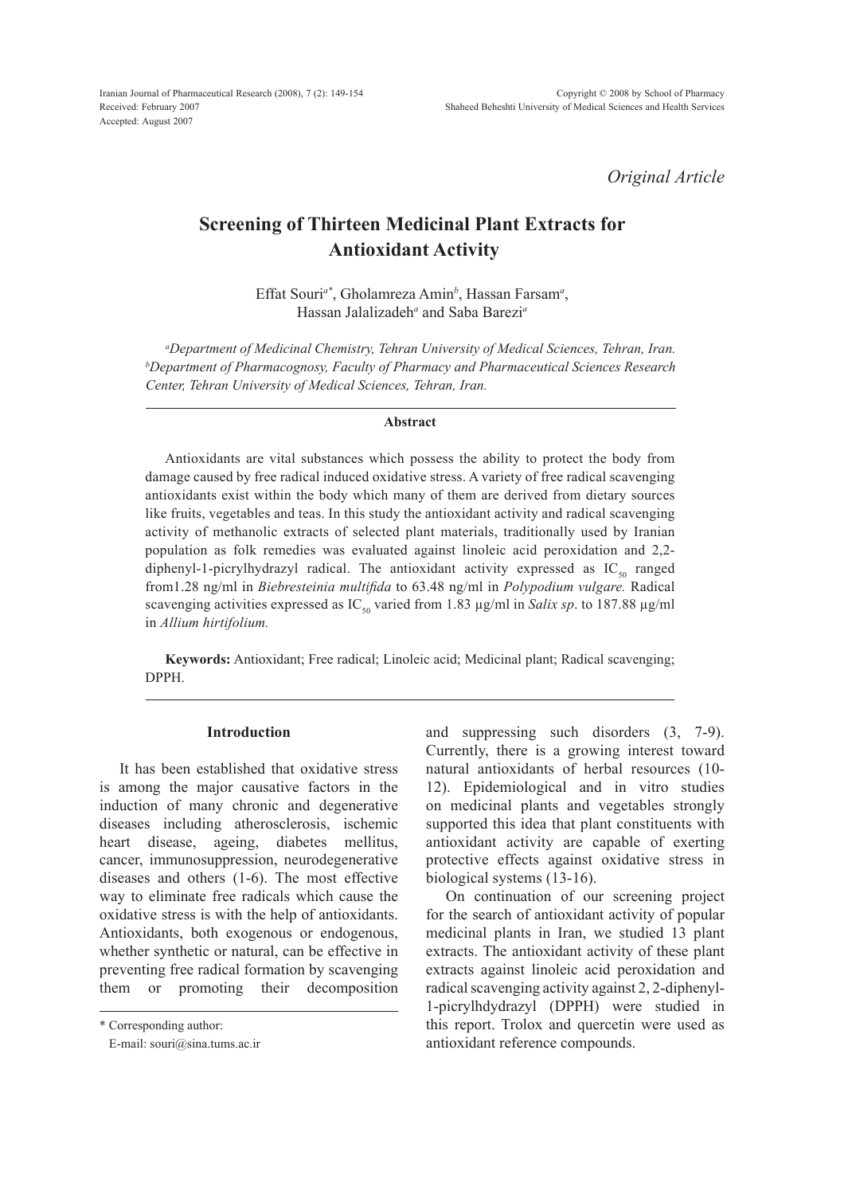*Original Article*

# Screening of Thirteen Medicinal Plant Extracts for Antioxidant Activity

Effat Souri[a*], Gholamreza Amin[b], Hassan Farsam[a], Hassan Jalalizadeh[a] and Saba Barezi[a]

[a]*Department of Medicinal Chemistry, Tehran University of Medical Sciences, Tehran, Iran.* [b]*Department of Pharmacognosy, Faculty of Pharmacy and Pharmaceutical Sciences Research Center, Tehran University of Medical Sciences, Tehran, Iran.*

## Abstract

Antioxidants are vital substances which possess the ability to protect the body from damage caused by free radical induced oxidative stress. A variety of free radical scavenging antioxidants exist within the body which many of them are derived from dietary sources like fruits, vegetables and teas. In this study the antioxidant activity and radical scavenging activity of methanolic extracts of selected plant materials, traditionally used by Iranian population as folk remedies was evaluated against linoleic acid peroxidation and 2,2-diphenyl-1-picrylhydrazyl radical. The antioxidant activity expressed as $IC_{50}$ ranged from1.28 ng/ml in *Biebresteinia multifida* to 63.48 ng/ml in *Polypodium vulgare.* Radical scavenging activities expressed as $IC_{50}$ varied from 1.83 µg/ml in *Salix sp*. to 187.88 µg/ml in *Allium hirtifolium.*

**Keywords:** Antioxidant; Free radical; Linoleic acid; Medicinal plant; Radical scavenging; DPPH.

## Introduction

It has been established that oxidative stress is among the major causative factors in the induction of many chronic and degenerative diseases including atherosclerosis, ischemic heart disease, ageing, diabetes mellitus, cancer, immunosuppression, neurodegenerative diseases and others (1-6). The most effective way to eliminate free radicals which cause the oxidative stress is with the help of antioxidants. Antioxidants, both exogenous or endogenous, whether synthetic or natural, can be effective in preventing free radical formation by scavenging them or promoting their decomposition and suppressing such disorders (3, 7-9). Currently, there is a growing interest toward natural antioxidants of herbal resources (10-12). Epidemiological and in vitro studies on medicinal plants and vegetables strongly supported this idea that plant constituents with antioxidant activity are capable of exerting protective effects against oxidative stress in biological systems (13-16).

On continuation of our screening project for the search of antioxidant activity of popular medicinal plants in Iran, we studied 13 plant extracts. The antioxidant activity of these plant extracts against linoleic acid peroxidation and radical scavenging activity against 2, 2-diphenyl-1-picrylhdyrazyl (DPPH) were studied in this report. Trolox and quercetin were used as antioxidant reference compounds.

\* Corresponding author:

E-mail: souri@sina.tums.ac.ir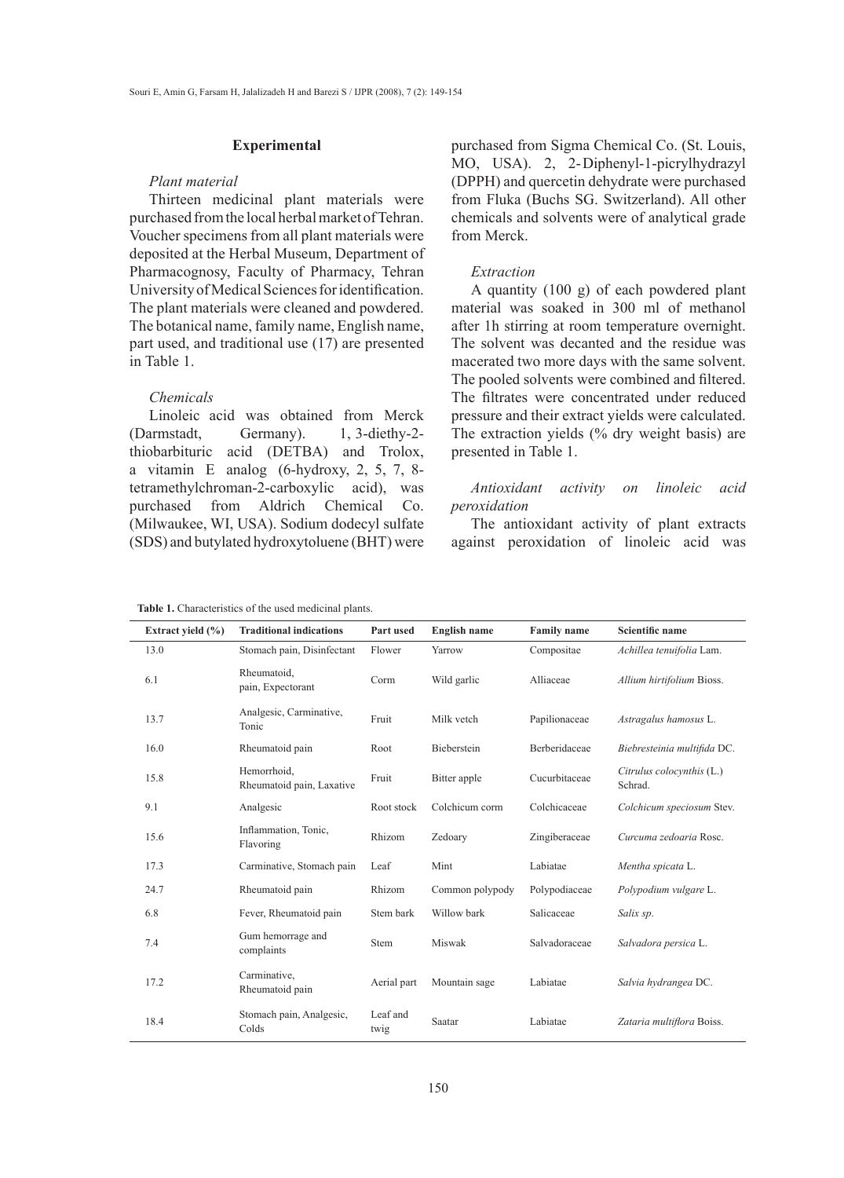## Experimental

### *Plant material*

Thirteen medicinal plant materials were purchased from the local herbal market of Tehran. Voucher specimens from all plant materials were deposited at the Herbal Museum, Department of Pharmacognosy, Faculty of Pharmacy, Tehran University of Medical Sciences for identification. The plant materials were cleaned and powdered. The botanical name, family name, English name, part used, and traditional use (17) are presented in Table 1.

### *Chemicals*

Linoleic acid was obtained from Merck (Darmstadt, Germany). 1, 3-diethy-2-thiobarbituric acid (DETBA) and Trolox, a vitamin E analog (6-hydroxy, 2, 5, 7, 8-tetramethylchroman-2-carboxylic acid), was purchased from Aldrich Chemical Co. (Milwaukee, WI, USA). Sodium dodecyl sulfate (SDS) and butylated hydroxytoluene (BHT) were purchased from Sigma Chemical Co. (St. Louis, MO, USA). 2, 2-Diphenyl-1-picrylhydrazyl (DPPH) and quercetin dehydrate were purchased from Fluka (Buchs SG. Switzerland). All other chemicals and solvents were of analytical grade from Merck.

### *Extraction*

A quantity (100 g) of each powdered plant material was soaked in 300 ml of methanol after 1h stirring at room temperature overnight. The solvent was decanted and the residue was macerated two more days with the same solvent. The pooled solvents were combined and filtered. The filtrates were concentrated under reduced pressure and their extract yields were calculated. The extraction yields (% dry weight basis) are presented in Table 1.

### *Antioxidant activity on linoleic acid peroxidation*

The antioxidant activity of plant extracts against peroxidation of linoleic acid was

**Table 1.** Characteristics of the used medicinal plants.

| Extract yield (%) | Traditional indications | Part used | English name | Family name | Scientific name |
|---|---|---|---|---|---|
| 13.0 | Stomach pain, Disinfectant | Flower | Yarrow | Compositae | *Achillea tenuifolia* Lam. |
| 6.1 | Rheumatoid, pain, Expectorant | Corm | Wild garlic | Alliaceae | *Allium hirtifolium* Bioss. |
| 13.7 | Analgesic, Carminative, Tonic | Fruit | Milk vetch | Papilionaceae | *Astragalus hamosus* L. |
| 16.0 | Rheumatoid pain | Root | Bieberstein | Berberidaceae | *Biebresteinia multifida* DC. |
| 15.8 | Hemorrhoid, Rheumatoid pain, Laxative | Fruit | Bitter apple | Cucurbitaceae | *Citrulus colocynthis* (L.) Schrad. |
| 9.1 | Analgesic | Root stock | Colchicum corm | Colchicaceae | *Colchicum speciosum* Stev. |
| 15.6 | Inflammation, Tonic, Flavoring | Rhizom | Zedoary | Zingiberaceae | *Curcuma zedoaria* Rosc. |
| 17.3 | Carminative, Stomach pain | Leaf | Mint | Labiatae | *Mentha spicata* L. |
| 24.7 | Rheumatoid pain | Rhizom | Common polypody | Polypodiaceae | *Polypodium vulgare* L. |
| 6.8 | Fever, Rheumatoid pain | Stem bark | Willow bark | Salicaceae | *Salix sp*. |
| 7.4 | Gum hemorrage and complaints | Stem | Miswak | Salvadoraceae | *Salvadora persica* L. |
| 17.2 | Carminative, Rheumatoid pain | Aerial part | Mountain sage | Labiatae | *Salvia hydrangea* DC. |
| 18.4 | Stomach pain, Analgesic, Colds | Leaf and twig | Saatar | Labiatae | *Zataria multiflora* Boiss. |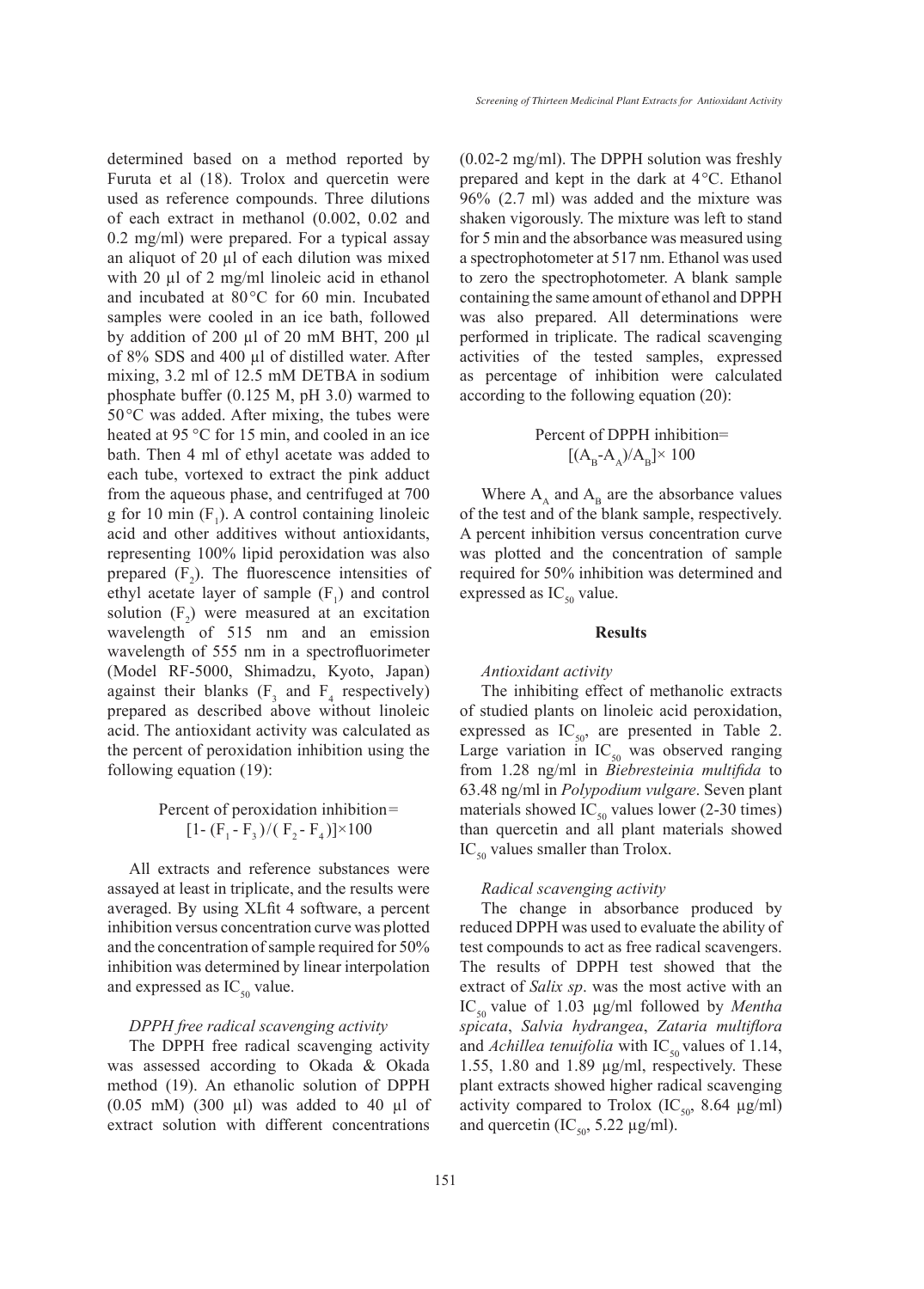determined based on a method reported by Furuta et al (18). Trolox and quercetin were used as reference compounds. Three dilutions of each extract in methanol (0.002, 0.02 and 0.2 mg/ml) were prepared. For a typical assay an aliquot of 20 µl of each dilution was mixed with 20 µl of 2 mg/ml linoleic acid in ethanol and incubated at 80°C for 60 min. Incubated samples were cooled in an ice bath, followed by addition of 200 µl of 20 mM BHT, 200 µl of 8% SDS and 400 µl of distilled water. After mixing, 3.2 ml of 12.5 mM DETBA in sodium phosphate buffer (0.125 M, pH 3.0) warmed to 50°C was added. After mixing, the tubes were heated at 95 °C for 15 min, and cooled in an ice bath. Then 4 ml of ethyl acetate was added to each tube, vortexed to extract the pink adduct from the aqueous phase, and centrifuged at 700 g for 10 min ($F_1$). A control containing linoleic acid and other additives without antioxidants, representing 100% lipid peroxidation was also prepared ($F_2$). The fluorescence intensities of ethyl acetate layer of sample ($F_1$) and control solution ($F_2$) were measured at an excitation wavelength of 515 nm and an emission wavelength of 555 nm in a spectrofluorimeter (Model RF-5000, Shimadzu, Kyoto, Japan) against their blanks ($F_3$ and $F_4$ respectively) prepared as described above without linoleic acid. The antioxidant activity was calculated as the percent of peroxidation inhibition using the following equation (19):

$$\text{Percent of peroxidation inhibition} = [1-(F_1-F_3)/(F_2-F_4)]\times 100$$

All extracts and reference substances were assayed at least in triplicate, and the results were averaged. By using XLfit 4 software, a percent inhibition versus concentration curve was plotted and the concentration of sample required for 50% inhibition was determined by linear interpolation and expressed as $IC_{50}$ value.

### *DPPH free radical scavenging activity*

The DPPH free radical scavenging activity was assessed according to Okada & Okada method (19). An ethanolic solution of DPPH (0.05 mM) (300 µl) was added to 40 µl of extract solution with different concentrations (0.02-2 mg/ml). The DPPH solution was freshly prepared and kept in the dark at 4°C. Ethanol 96% (2.7 ml) was added and the mixture was shaken vigorously. The mixture was left to stand for 5 min and the absorbance was measured using a spectrophotometer at 517 nm. Ethanol was used to zero the spectrophotometer. A blank sample containing the same amount of ethanol and DPPH was also prepared. All determinations were performed in triplicate. The radical scavenging activities of the tested samples, expressed as percentage of inhibition were calculated according to the following equation (20):

$$\text{Percent of DPPH inhibition} = [(A_B-A_A)/A_B]\times 100$$

Where $A_A$ and $A_B$ are the absorbance values of the test and of the blank sample, respectively. A percent inhibition versus concentration curve was plotted and the concentration of sample required for 50% inhibition was determined and expressed as $IC_{50}$ value.

## Results

### *Antioxidant activity*

The inhibiting effect of methanolic extracts of studied plants on linoleic acid peroxidation, expressed as $IC_{50}$, are presented in Table 2. Large variation in $IC_{50}$ was observed ranging from 1.28 ng/ml in *Biebresteinia multifida* to 63.48 ng/ml in *Polypodium vulgare*. Seven plant materials showed $IC_{50}$ values lower (2-30 times) than quercetin and all plant materials showed $IC_{50}$ values smaller than Trolox.

### *Radical scavenging activity*

The change in absorbance produced by reduced DPPH was used to evaluate the ability of test compounds to act as free radical scavengers. The results of DPPH test showed that the extract of *Salix sp*. was the most active with an $IC_{50}$ value of 1.03 µg/ml followed by *Mentha spicata*, *Salvia hydrangea*, *Zataria multiflora* and *Achillea tenuifolia* with $IC_{50}$ values of 1.14, 1.55, 1.80 and 1.89 µg/ml, respectively. These plant extracts showed higher radical scavenging activity compared to Trolox ($IC_{50}$, 8.64 µg/ml) and quercetin ($IC_{50}$, 5.22 µg/ml).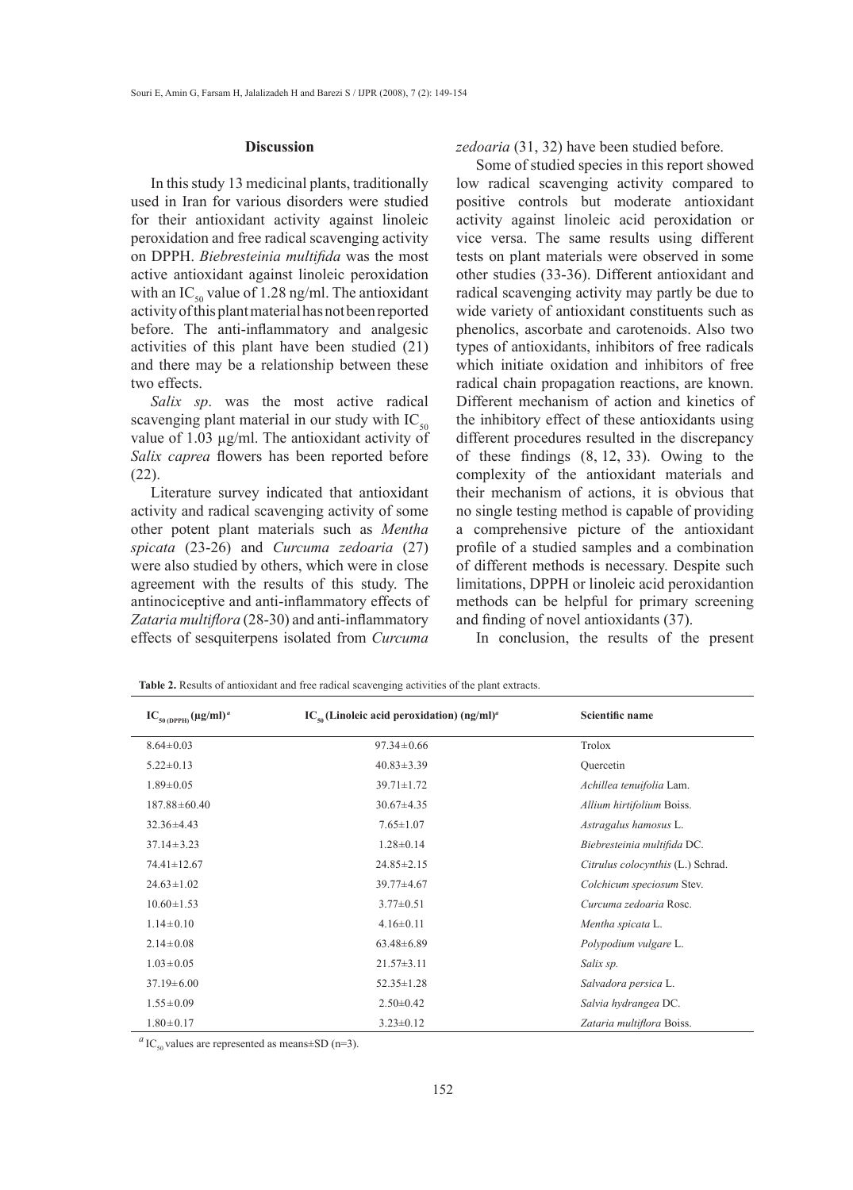## Discussion

In this study 13 medicinal plants, traditionally used in Iran for various disorders were studied for their antioxidant activity against linoleic peroxidation and free radical scavenging activity on DPPH. *Biebresteinia multifida* was the most active antioxidant against linoleic peroxidation with an $IC_{50}$ value of 1.28 ng/ml. The antioxidant activity of this plant material has not been reported before. The anti-inflammatory and analgesic activities of this plant have been studied (21) and there may be a relationship between these two effects.

*Salix sp*. was the most active radical scavenging plant material in our study with $IC_{50}$ value of 1.03 µg/ml. The antioxidant activity of *Salix caprea* flowers has been reported before (22).

Literature survey indicated that antioxidant activity and radical scavenging activity of some other potent plant materials such as *Mentha spicata* (23-26) and *Curcuma zedoaria* (27) were also studied by others, which were in close agreement with the results of this study. The antinociceptive and anti-inflammatory effects of *Zataria multiflora* (28-30) and anti-inflammatory effects of sesquiterpens isolated from *Curcuma zedoaria* (31, 32) have been studied before.

Some of studied species in this report showed low radical scavenging activity compared to positive controls but moderate antioxidant activity against linoleic acid peroxidation or vice versa. The same results using different tests on plant materials were observed in some other studies (33-36). Different antioxidant and radical scavenging activity may partly be due to wide variety of antioxidant constituents such as phenolics, ascorbate and carotenoids. Also two types of antioxidants, inhibitors of free radicals which initiate oxidation and inhibitors of free radical chain propagation reactions, are known. Different mechanism of action and kinetics of the inhibitory effect of these antioxidants using different procedures resulted in the discrepancy of these findings (8, 12, 33). Owing to the complexity of the antioxidant materials and their mechanism of actions, it is obvious that no single testing method is capable of providing a comprehensive picture of the antioxidant profile of a studied samples and a combination of different methods is necessary. Despite such limitations, DPPH or linoleic acid peroxidantion methods can be helpful for primary screening and finding of novel antioxidants (37).

In conclusion, the results of the present

**Table 2.** Results of antioxidant and free radical scavenging activities of the plant extracts.

| $IC_{50\,(DPPH)}$ (µg/ml)[a] | $IC_{50}$ (Linoleic acid peroxidation) (ng/ml)[a] | Scientific name |
|---|---|---|
| 8.64±0.03 | 97.34±0.66 | Trolox |
| 5.22±0.13 | 40.83±3.39 | Quercetin |
| 1.89±0.05 | 39.71±1.72 | *Achillea tenuifolia* Lam. |
| 187.88±60.40 | 30.67±4.35 | *Allium hirtifolium* Boiss. |
| 32.36±4.43 | 7.65±1.07 | *Astragalus hamosus* L. |
| 37.14±3.23 | 1.28±0.14 | *Biebresteinia multifida* DC. |
| 74.41±12.67 | 24.85±2.15 | *Citrulus colocynthis* (L.) Schrad. |
| 24.63±1.02 | 39.77±4.67 | *Colchicum speciosum* Stev. |
| 10.60±1.53 | 3.77±0.51 | *Curcuma zedoaria* Rosc. |
| 1.14±0.10 | 4.16±0.11 | *Mentha spicata* L. |
| 2.14±0.08 | 63.48±6.89 | *Polypodium vulgare* L. |
| 1.03±0.05 | 21.57±3.11 | *Salix sp.* |
| 37.19±6.00 | 52.35±1.28 | *Salvadora persica* L. |
| 1.55±0.09 | 2.50±0.42 | *Salvia hydrangea* DC. |
| 1.80±0.17 | 3.23±0.12 | *Zataria multiflora* Boiss. |

[a] $IC_{50}$ values are represented as means±SD (n=3).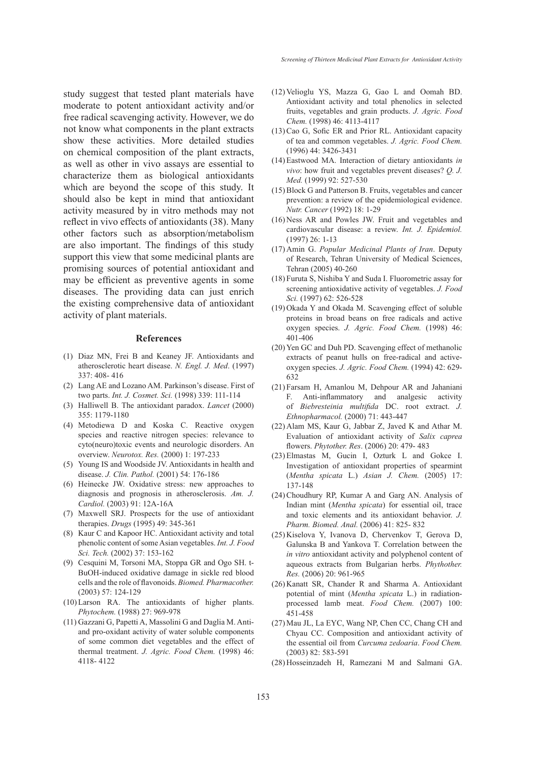study suggest that tested plant materials have moderate to potent antioxidant activity and/or free radical scavenging activity. However, we do not know what components in the plant extracts show these activities. More detailed studies on chemical composition of the plant extracts, as well as other in vivo assays are essential to characterize them as biological antioxidants which are beyond the scope of this study. It should also be kept in mind that antioxidant activity measured by in vitro methods may not reflect in vivo effects of antioxidants (38). Many other factors such as absorption/metabolism are also important. The findings of this study support this view that some medicinal plants are promising sources of potential antioxidant and may be efficient as preventive agents in some diseases. The providing data can just enrich the existing comprehensive data of antioxidant activity of plant materials.

## References

(1) Diaz MN, Frei B and Keaney JF. Antioxidants and atherosclerotic heart disease. *N. Engl. J. Med*. (1997) 337: 408- 416

(2) Lang AE and Lozano AM. Parkinson's disease. First of two parts. *Int. J. Cosmet. Sci.* (1998) 339: 111-114

(3) Halliwell B. The antioxidant paradox. *Lancet* (2000) 355: 1179-1180

(4) Metodiewa D and Koska C. Reactive oxygen species and reactive nitrogen species: relevance to cyto(neuro)toxic events and neurologic disorders. An overview. *Neurotox. Res.* (2000) 1: 197-233

(5) Young IS and Woodside JV. Antioxidants in health and disease. *J. Clin. Pathol.* (2001) 54: 176-186

(6) Heinecke JW. Oxidative stress: new approaches to diagnosis and prognosis in atherosclerosis. *Am. J. Cardiol.* (2003) 91: 12A-16A

(7) Maxwell SRJ. Prospects for the use of antioxidant therapies. *Drugs* (1995) 49: 345-361

(8) Kaur C and Kapoor HC. Antioxidant activity and total phenolic content of some Asian vegetables. *Int. J. Food Sci. Tech.* (2002) 37: 153-162

(9) Cesquini M, Torsoni MA, Stoppa GR and Ogo SH. t-BuOH-induced oxidative damage in sickle red blood cells and the role of flavonoids. *Biomed. Pharmacother.* (2003) 57: 124-129

(10) Larson RA. The antioxidants of higher plants. *Phytochem.* (1988) 27: 969-978

(11) Gazzani G, Papetti A, Massolini G and Daglia M. Anti- and pro-oxidant activity of water soluble components of some common diet vegetables and the effect of thermal treatment. *J. Agric. Food Chem.* (1998) 46: 4118- 4122

(12) Velioglu YS, Mazza G, Gao L and Oomah BD. Antioxidant activity and total phenolics in selected fruits, vegetables and grain products. *J. Agric. Food Chem.* (1998) 46: 4113-4117

(13) Cao G, Sofic ER and Prior RL. Antioxidant capacity of tea and common vegetables. *J. Agric. Food Chem.* (1996) 44: 3426-3431

(14) Eastwood MA. Interaction of dietary antioxidants *in vivo*: how fruit and vegetables prevent diseases? *Q. J. Med.* (1999) 92: 527-530

(15) Block G and Patterson B. Fruits, vegetables and cancer prevention: a review of the epidemiological evidence. *Nutr. Cancer* (1992) 18: 1-29

(16) Ness AR and Powles JW. Fruit and vegetables and cardiovascular disease: a review. *Int. J. Epidemiol.* (1997) 26: 1-13

(17) Amin G. *Popular Medicinal Plants of Iran*. Deputy of Research, Tehran University of Medical Sciences, Tehran (2005) 40-260

(18) Furuta S, Nishiba Y and Suda I. Fluorometric assay for screening antioxidative activity of vegetables. *J. Food Sci.* (1997) 62: 526-528

(19) Okada Y and Okada M. Scavenging effect of soluble proteins in broad beans on free radicals and active oxygen species. *J. Agric. Food Chem.* (1998) 46: 401-406

(20) Yen GC and Duh PD. Scavenging effect of methanolic extracts of peanut hulls on free-radical and active-oxygen species. *J. Agric. Food Chem.* (1994) 42: 629-632

(21) Farsam H, Amanlou M, Dehpour AR and Jahaniani F. Anti-inflammatory and analgesic activity of *Biebresteinia multifida* DC. root extract. *J. Ethnopharmacol.* (2000) 71: 443-447

(22) Alam MS, Kaur G, Jabbar Z, Javed K and Athar M. Evaluation of antioxidant activity of *Salix caprea* flowers. *Phytother. Res*. (2006) 20: 479- 483

(23) Elmastas M, Gucin I, Ozturk L and Gokce I. Investigation of antioxidant properties of spearmint (*Mentha spicata* L.) *Asian J. Chem.* (2005) 17: 137-148

(24) Choudhury RP, Kumar A and Garg AN. Analysis of Indian mint (*Mentha spicata*) for essential oil, trace and toxic elements and its antioxidant behavior. *J. Pharm. Biomed. Anal.* (2006) 41: 825- 832

(25) Kiselova Y, Ivanova D, Chervenkov T, Gerova D, Galunska B and Yankova T. Correlation between the *in vitro* antioxidant activity and polyphenol content of aqueous extracts from Bulgarian herbs. *Phythother. Res.* (2006) 20: 961-965

(26) Kanatt SR, Chander R and Sharma A. Antioxidant potential of mint (*Mentha spicata* L.) in radiation-processed lamb meat. *Food Chem.* (2007) 100: 451-458

(27) Mau JL, La EYC, Wang NP, Chen CC, Chang CH and Chyau CC. Composition and antioxidant activity of the essential oil from *Curcuma zedoaria*. *Food Chem.* (2003) 82: 583-591

(28) Hosseinzadeh H, Ramezani M and Salmani GA.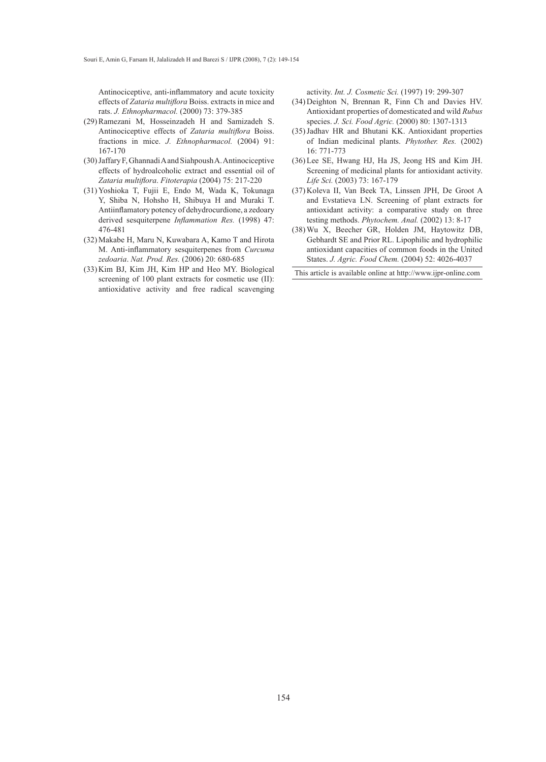Antinociceptive, anti-inflammatory and acute toxicity effects of *Zataria multiflora* Boiss. extracts in mice and rats. *J. Ethnopharmacol.* (2000) 73: 379-385

(29) Ramezani M, Hosseinzadeh H and Samizadeh S. Antinociceptive effects of *Zataria multiflora* Boiss. fractions in mice. *J. Ethnopharmacol.* (2004) 91: 167-170

(30) Jaffary F, Ghannadi A and Siahpoush A. Antinociceptive effects of hydroalcoholic extract and essential oil of *Zataria multiflora*. *Fitoterapia* (2004) 75: 217-220

(31) Yoshioka T, Fujii E, Endo M, Wada K, Tokunaga Y, Shiba N, Hohsho H, Shibuya H and Muraki T. Antiinflamatory potency of dehydrocurdione, a zedoary derived sesquiterpene *Inflammation Res.* (1998) 47: 476-481

(32) Makabe H, Maru N, Kuwabara A, Kamo T and Hirota M. Anti-inflammatory sesquiterpenes from *Curcuma zedoaria*. *Nat. Prod. Res.* (2006) 20: 680-685

(33) Kim BJ, Kim JH, Kim HP and Heo MY. Biological screening of 100 plant extracts for cosmetic use (II): antioxidative activity and free radical scavenging activity. *Int. J. Cosmetic Sci.* (1997) 19: 299-307

(34) Deighton N, Brennan R, Finn Ch and Davies HV. Antioxidant properties of domesticated and wild *Rubus* species. *J. Sci. Food Agric.* (2000) 80: 1307-1313

(35) Jadhav HR and Bhutani KK. Antioxidant properties of Indian medicinal plants. *Phytother. Res.* (2002) 16: 771-773

(36) Lee SE, Hwang HJ, Ha JS, Jeong HS and Kim JH. Screening of medicinal plants for antioxidant activity. *Life Sci.* (2003) 73: 167-179

(37) Koleva II, Van Beek TA, Linssen JPH, De Groot A and Evstatieva LN. Screening of plant extracts for antioxidant activity: a comparative study on three testing methods. *Phytochem. Anal.* (2002) 13: 8-17

(38) Wu X, Beecher GR, Holden JM, Haytowitz DB, Gebhardt SE and Prior RL. Lipophilic and hydrophilic antioxidant capacities of common foods in the United States. *J. Agric. Food Chem.* (2004) 52: 4026-4037

This article is available online at http://www.ijpr-online.com